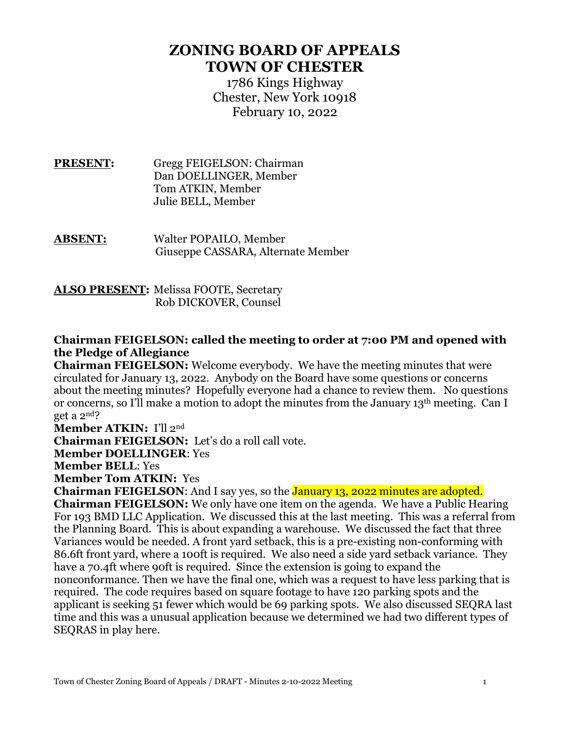# ZONING BOARD OF APPEALS
# TOWN OF CHESTER

1786 Kings Highway
Chester, New York 10918
February 10, 2022

**PRESENT:** Gregg FEIGELSON: Chairman
Dan DOELLINGER, Member
Tom ATKIN, Member
Julie BELL, Member

**ABSENT:** Walter POPAILO, Member
Giuseppe CASSARA, Alternate Member

**ALSO PRESENT:** Melissa FOOTE, Secretary
Rob DICKOVER, Counsel

**Chairman FEIGELSON: called the meeting to order at 7:00 PM and opened with the Pledge of Allegiance**

**Chairman FEIGELSON:** Welcome everybody. We have the meeting minutes that were circulated for January 13, 2022. Anybody on the Board have some questions or concerns about the meeting minutes? Hopefully everyone had a chance to review them. No questions or concerns, so I'll make a motion to adopt the minutes from the January 13th meeting. Can I get a 2nd?

**Member ATKIN:** I'll 2nd

**Chairman FEIGELSON:** Let's do a roll call vote.

**Member DOELLINGER**: Yes

**Member BELL**: Yes

**Member Tom ATKIN:** Yes

**Chairman FEIGELSON**: And I say yes, so the January 13, 2022 minutes are adopted.

**Chairman FEIGELSON:** We only have one item on the agenda. We have a Public Hearing For 193 BMD LLC Application. We discussed this at the last meeting. This was a referral from the Planning Board. This is about expanding a warehouse. We discussed the fact that three Variances would be needed. A front yard setback, this is a pre-existing non-conforming with 86.6ft front yard, where a 100ft is required. We also need a side yard setback variance. They have a 70.4ft where 90ft is required. Since the extension is going to expand the nonconformance. Then we have the final one, which was a request to have less parking that is required. The code requires based on square footage to have 120 parking spots and the applicant is seeking 51 fewer which would be 69 parking spots. We also discussed SEQRA last time and this was a unusual application because we determined we had two different types of SEQRAS in play here.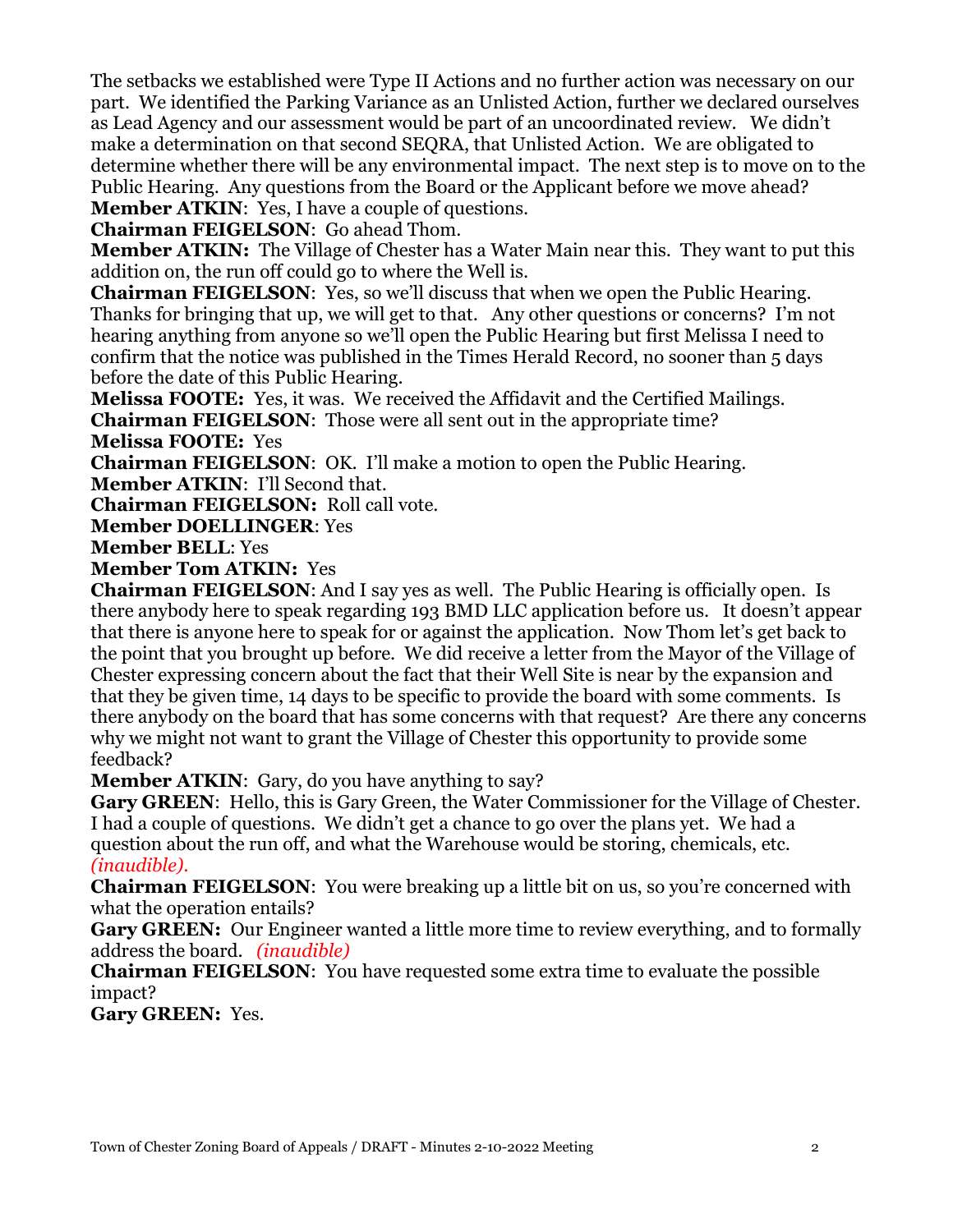The setbacks we established were Type II Actions and no further action was necessary on our part. We identified the Parking Variance as an Unlisted Action, further we declared ourselves as Lead Agency and our assessment would be part of an uncoordinated review. We didn't make a determination on that second SEQRA, that Unlisted Action. We are obligated to determine whether there will be any environmental impact. The next step is to move on to the Public Hearing. Any questions from the Board or the Applicant before we move ahead?

**Member ATKIN**: Yes, I have a couple of questions.

**Chairman FEIGELSON**: Go ahead Thom.

**Member ATKIN:** The Village of Chester has a Water Main near this. They want to put this addition on, the run off could go to where the Well is.

**Chairman FEIGELSON**: Yes, so we'll discuss that when we open the Public Hearing. Thanks for bringing that up, we will get to that. Any other questions or concerns? I'm not hearing anything from anyone so we'll open the Public Hearing but first Melissa I need to confirm that the notice was published in the Times Herald Record, no sooner than 5 days before the date of this Public Hearing.

**Melissa FOOTE:** Yes, it was. We received the Affidavit and the Certified Mailings.

**Chairman FEIGELSON**: Those were all sent out in the appropriate time?

**Melissa FOOTE:** Yes

**Chairman FEIGELSON**: OK. I'll make a motion to open the Public Hearing.

**Member ATKIN**: I'll Second that.

**Chairman FEIGELSON:** Roll call vote.

**Member DOELLINGER**: Yes

**Member BELL**: Yes

**Member Tom ATKIN:** Yes

**Chairman FEIGELSON**: And I say yes as well. The Public Hearing is officially open. Is there anybody here to speak regarding 193 BMD LLC application before us. It doesn't appear that there is anyone here to speak for or against the application. Now Thom let's get back to the point that you brought up before. We did receive a letter from the Mayor of the Village of Chester expressing concern about the fact that their Well Site is near by the expansion and that they be given time, 14 days to be specific to provide the board with some comments. Is there anybody on the board that has some concerns with that request? Are there any concerns why we might not want to grant the Village of Chester this opportunity to provide some feedback?

**Member ATKIN**: Gary, do you have anything to say?

**Gary GREEN**: Hello, this is Gary Green, the Water Commissioner for the Village of Chester. I had a couple of questions. We didn't get a chance to go over the plans yet. We had a question about the run off, and what the Warehouse would be storing, chemicals, etc. *(inaudible).*

**Chairman FEIGELSON**: You were breaking up a little bit on us, so you're concerned with what the operation entails?

**Gary GREEN:** Our Engineer wanted a little more time to review everything, and to formally address the board. *(inaudible)*

**Chairman FEIGELSON**: You have requested some extra time to evaluate the possible impact?

**Gary GREEN:** Yes.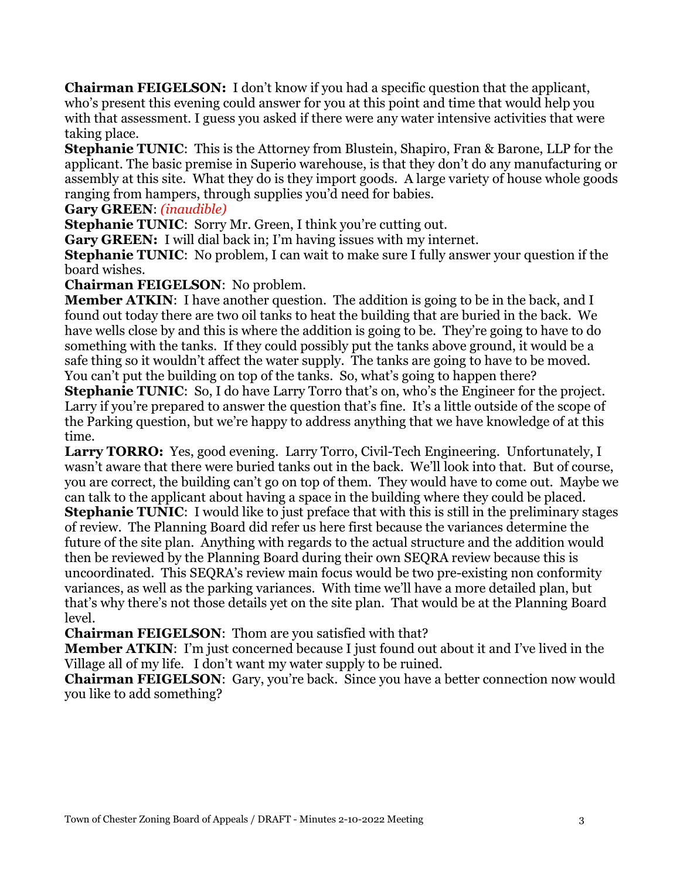**Chairman FEIGELSON:** I don't know if you had a specific question that the applicant, who's present this evening could answer for you at this point and time that would help you with that assessment. I guess you asked if there were any water intensive activities that were taking place.

**Stephanie TUNIC**: This is the Attorney from Blustein, Shapiro, Fran & Barone, LLP for the applicant. The basic premise in Superio warehouse, is that they don't do any manufacturing or assembly at this site. What they do is they import goods. A large variety of house whole goods ranging from hampers, through supplies you'd need for babies.

**Gary GREEN**: *(inaudible)*

**Stephanie TUNIC**: Sorry Mr. Green, I think you're cutting out.

**Gary GREEN:** I will dial back in; I'm having issues with my internet.

**Stephanie TUNIC**: No problem, I can wait to make sure I fully answer your question if the board wishes.

**Chairman FEIGELSON**: No problem.

**Member ATKIN**: I have another question. The addition is going to be in the back, and I found out today there are two oil tanks to heat the building that are buried in the back. We have wells close by and this is where the addition is going to be. They're going to have to do something with the tanks. If they could possibly put the tanks above ground, it would be a safe thing so it wouldn't affect the water supply. The tanks are going to have to be moved. You can't put the building on top of the tanks. So, what's going to happen there?

**Stephanie TUNIC**: So, I do have Larry Torro that's on, who's the Engineer for the project. Larry if you're prepared to answer the question that's fine. It's a little outside of the scope of the Parking question, but we're happy to address anything that we have knowledge of at this time.

**Larry TORRO:** Yes, good evening. Larry Torro, Civil-Tech Engineering. Unfortunately, I wasn't aware that there were buried tanks out in the back. We'll look into that. But of course, you are correct, the building can't go on top of them. They would have to come out. Maybe we can talk to the applicant about having a space in the building where they could be placed.

**Stephanie TUNIC**: I would like to just preface that with this is still in the preliminary stages of review. The Planning Board did refer us here first because the variances determine the future of the site plan. Anything with regards to the actual structure and the addition would then be reviewed by the Planning Board during their own SEQRA review because this is uncoordinated. This SEQRA's review main focus would be two pre-existing non conformity variances, as well as the parking variances. With time we'll have a more detailed plan, but that's why there's not those details yet on the site plan. That would be at the Planning Board level.

**Chairman FEIGELSON**: Thom are you satisfied with that?

**Member ATKIN**: I'm just concerned because I just found out about it and I've lived in the Village all of my life. I don't want my water supply to be ruined.

**Chairman FEIGELSON**: Gary, you're back. Since you have a better connection now would you like to add something?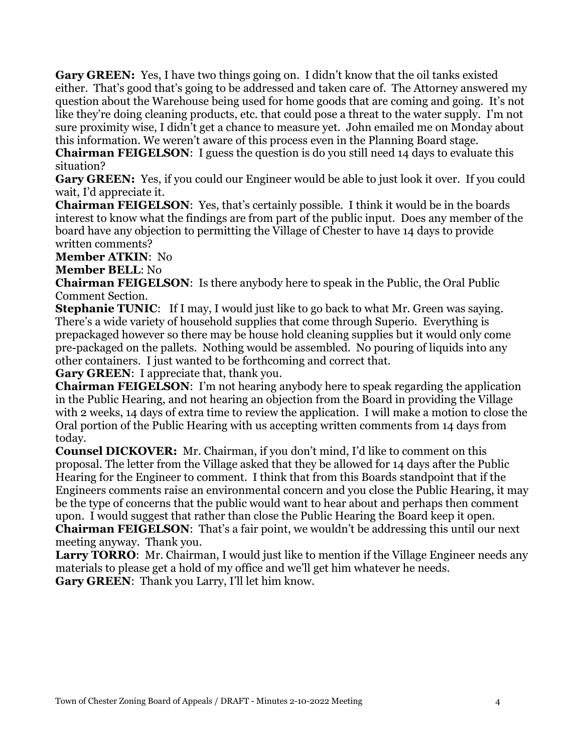**Gary GREEN:** Yes, I have two things going on. I didn't know that the oil tanks existed either. That's good that's going to be addressed and taken care of. The Attorney answered my question about the Warehouse being used for home goods that are coming and going. It's not like they're doing cleaning products, etc. that could pose a threat to the water supply. I'm not sure proximity wise, I didn't get a chance to measure yet. John emailed me on Monday about this information. We weren't aware of this process even in the Planning Board stage.

**Chairman FEIGELSON**: I guess the question is do you still need 14 days to evaluate this situation?

**Gary GREEN:** Yes, if you could our Engineer would be able to just look it over. If you could wait, I'd appreciate it.

**Chairman FEIGELSON**: Yes, that's certainly possible. I think it would be in the boards interest to know what the findings are from part of the public input. Does any member of the board have any objection to permitting the Village of Chester to have 14 days to provide written comments?

**Member ATKIN**: No

**Member BELL**: No

**Chairman FEIGELSON**: Is there anybody here to speak in the Public, the Oral Public Comment Section.

**Stephanie TUNIC**: If I may, I would just like to go back to what Mr. Green was saying. There's a wide variety of household supplies that come through Superio. Everything is prepackaged however so there may be house hold cleaning supplies but it would only come pre-packaged on the pallets. Nothing would be assembled. No pouring of liquids into any other containers. I just wanted to be forthcoming and correct that.

**Gary GREEN**: I appreciate that, thank you.

**Chairman FEIGELSON**: I'm not hearing anybody here to speak regarding the application in the Public Hearing, and not hearing an objection from the Board in providing the Village with 2 weeks, 14 days of extra time to review the application. I will make a motion to close the Oral portion of the Public Hearing with us accepting written comments from 14 days from today.

**Counsel DICKOVER:** Mr. Chairman, if you don't mind, I'd like to comment on this proposal. The letter from the Village asked that they be allowed for 14 days after the Public Hearing for the Engineer to comment. I think that from this Boards standpoint that if the Engineers comments raise an environmental concern and you close the Public Hearing, it may be the type of concerns that the public would want to hear about and perhaps then comment upon. I would suggest that rather than close the Public Hearing the Board keep it open.

**Chairman FEIGELSON**: That's a fair point, we wouldn't be addressing this until our next meeting anyway. Thank you.

**Larry TORRO**: Mr. Chairman, I would just like to mention if the Village Engineer needs any materials to please get a hold of my office and we'll get him whatever he needs.

**Gary GREEN**: Thank you Larry, I'll let him know.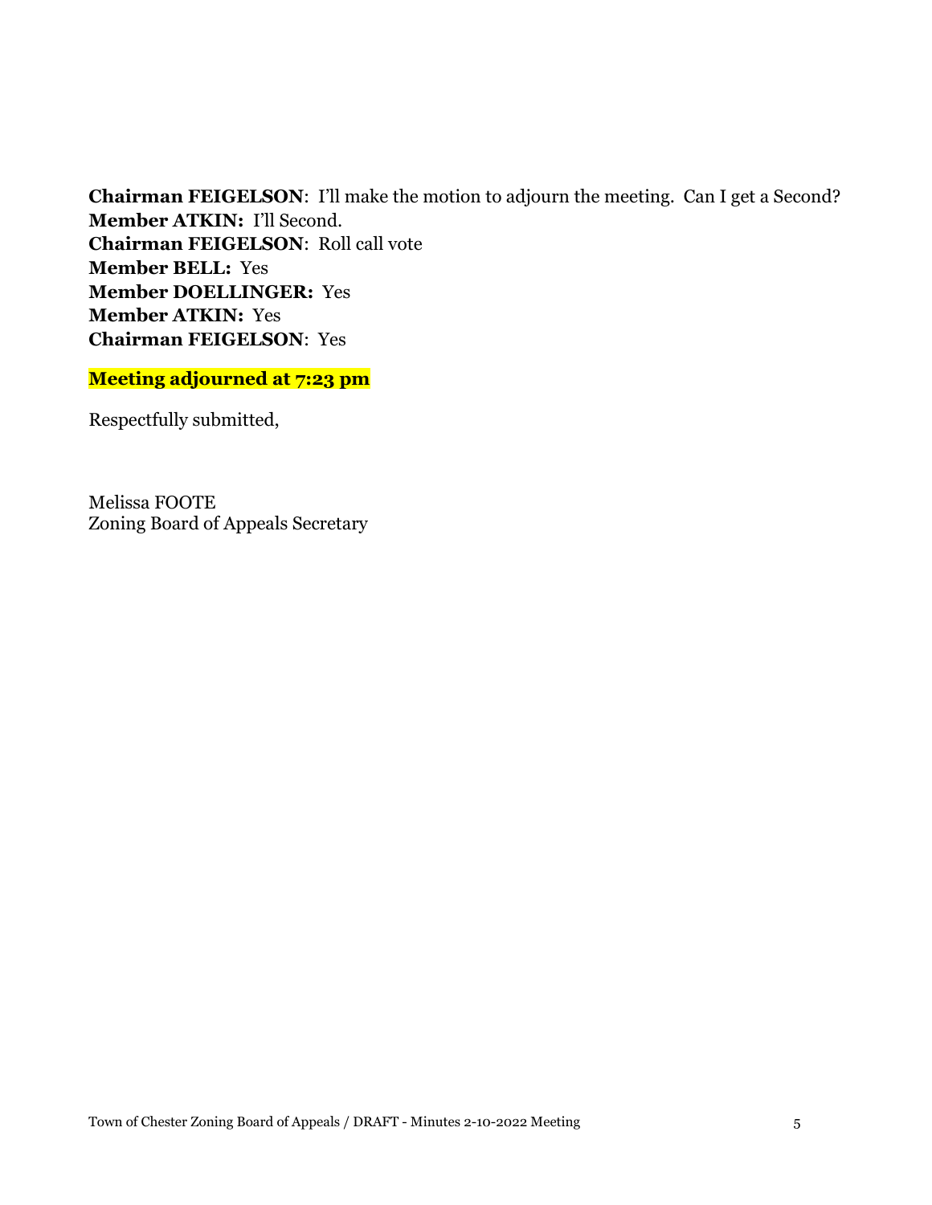**Chairman FEIGELSON**: I'll make the motion to adjourn the meeting. Can I get a Second?
**Member ATKIN:** I'll Second.
**Chairman FEIGELSON**: Roll call vote
**Member BELL:** Yes
**Member DOELLINGER:** Yes
**Member ATKIN:** Yes
**Chairman FEIGELSON**: Yes

**Meeting adjourned at 7:23 pm**

Respectfully submitted,

Melissa FOOTE
Zoning Board of Appeals Secretary